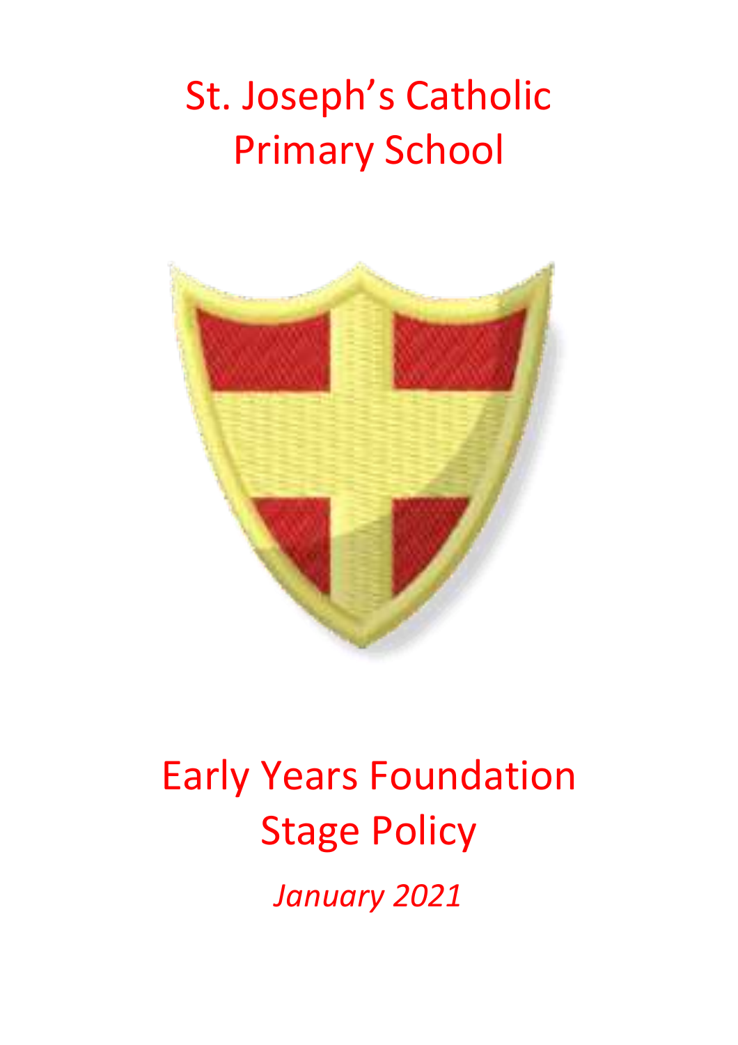# St. Joseph's Catholic Primary School

# Early Years Foundation Stage Policy

*January 2021*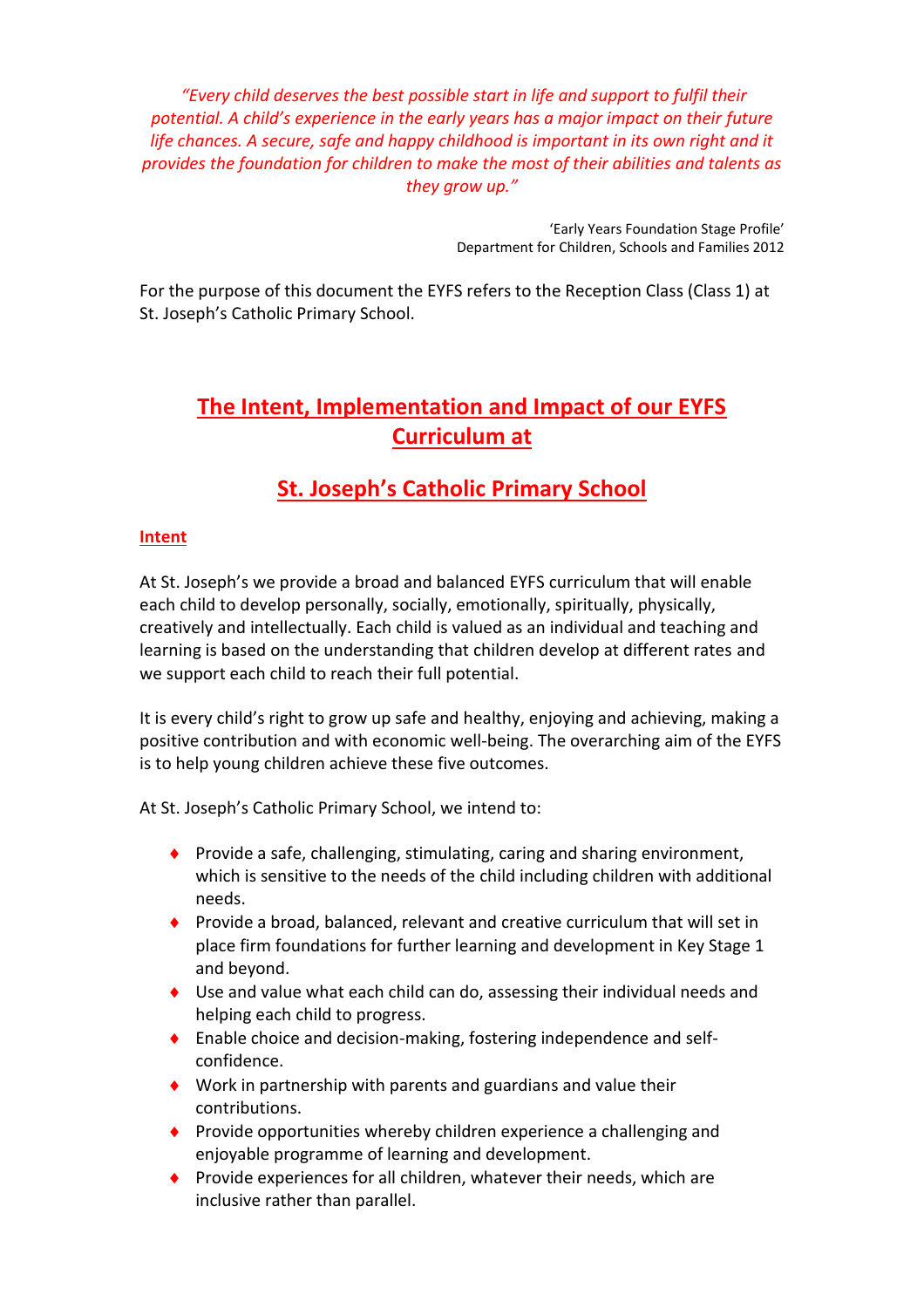*"Every child deserves the best possible start in life and support to fulfil their potential. A child's experience in the early years has a major impact on their future life chances. A secure, safe and happy childhood is important in its own right and it provides the foundation for children to make the most of their abilities and talents as they grow up."*

'Early Years Foundation Stage Profile'
Department for Children, Schools and Families 2012

For the purpose of this document the EYFS refers to the Reception Class (Class 1) at St. Joseph's Catholic Primary School.

# The Intent, Implementation and Impact of our EYFS Curriculum at

# St. Joseph's Catholic Primary School

## Intent

At St. Joseph's we provide a broad and balanced EYFS curriculum that will enable each child to develop personally, socially, emotionally, spiritually, physically, creatively and intellectually. Each child is valued as an individual and teaching and learning is based on the understanding that children develop at different rates and we support each child to reach their full potential.

It is every child's right to grow up safe and healthy, enjoying and achieving, making a positive contribution and with economic well-being. The overarching aim of the EYFS is to help young children achieve these five outcomes.

At St. Joseph's Catholic Primary School, we intend to:

- Provide a safe, challenging, stimulating, caring and sharing environment, which is sensitive to the needs of the child including children with additional needs.
- Provide a broad, balanced, relevant and creative curriculum that will set in place firm foundations for further learning and development in Key Stage 1 and beyond.
- Use and value what each child can do, assessing their individual needs and helping each child to progress.
- Enable choice and decision-making, fostering independence and self-confidence.
- Work in partnership with parents and guardians and value their contributions.
- Provide opportunities whereby children experience a challenging and enjoyable programme of learning and development.
- Provide experiences for all children, whatever their needs, which are inclusive rather than parallel.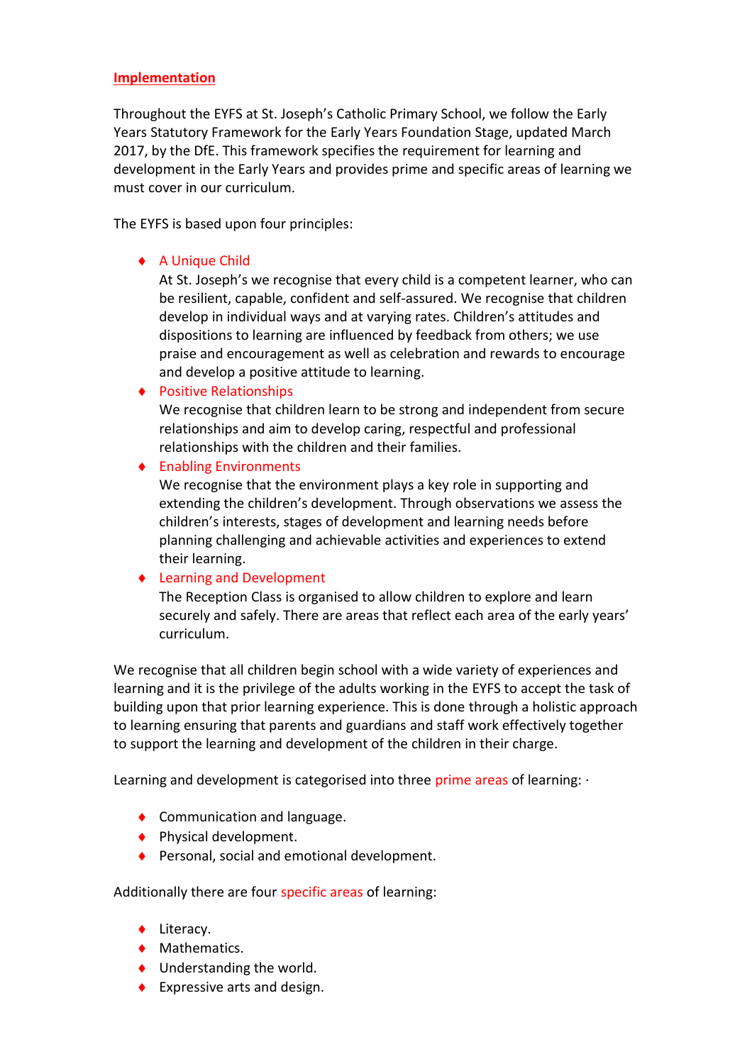## Implementation

Throughout the EYFS at St. Joseph's Catholic Primary School, we follow the Early Years Statutory Framework for the Early Years Foundation Stage, updated March 2017, by the DfE. This framework specifies the requirement for learning and development in the Early Years and provides prime and specific areas of learning we must cover in our curriculum.

The EYFS is based upon four principles:

- A Unique Child
  At St. Joseph's we recognise that every child is a competent learner, who can be resilient, capable, confident and self-assured. We recognise that children develop in individual ways and at varying rates. Children's attitudes and dispositions to learning are influenced by feedback from others; we use praise and encouragement as well as celebration and rewards to encourage and develop a positive attitude to learning.
- Positive Relationships
  We recognise that children learn to be strong and independent from secure relationships and aim to develop caring, respectful and professional relationships with the children and their families.
- Enabling Environments
  We recognise that the environment plays a key role in supporting and extending the children's development. Through observations we assess the children's interests, stages of development and learning needs before planning challenging and achievable activities and experiences to extend their learning.
- Learning and Development
  The Reception Class is organised to allow children to explore and learn securely and safely. There are areas that reflect each area of the early years' curriculum.

We recognise that all children begin school with a wide variety of experiences and learning and it is the privilege of the adults working in the EYFS to accept the task of building upon that prior learning experience. This is done through a holistic approach to learning ensuring that parents and guardians and staff work effectively together to support the learning and development of the children in their charge.

Learning and development is categorised into three prime areas of learning: ·

- Communication and language.
- Physical development.
- Personal, social and emotional development.

Additionally there are four specific areas of learning:

- Literacy.
- Mathematics.
- Understanding the world.
- Expressive arts and design.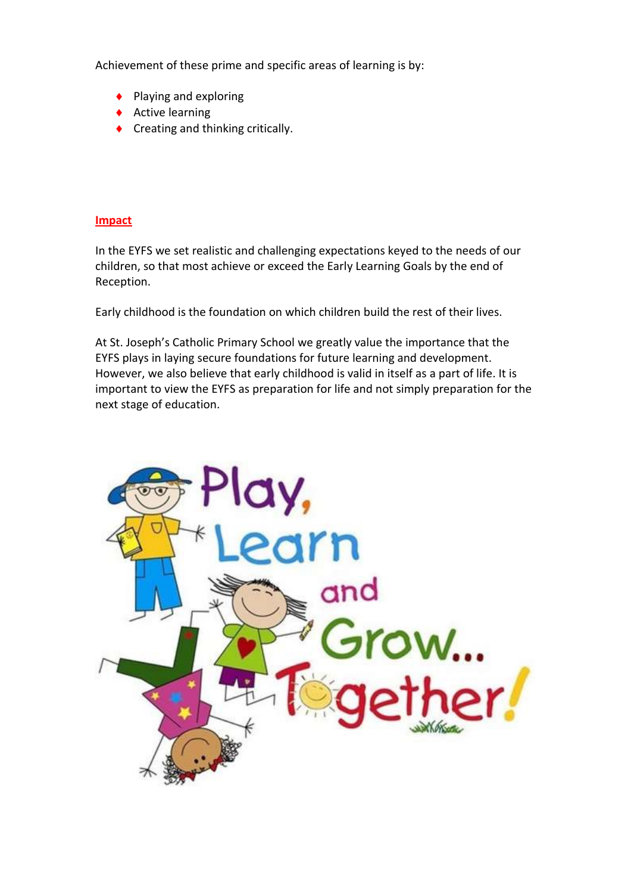Achievement of these prime and specific areas of learning is by:

- Playing and exploring
- Active learning
- Creating and thinking critically.

## Impact

In the EYFS we set realistic and challenging expectations keyed to the needs of our children, so that most achieve or exceed the Early Learning Goals by the end of Reception.

Early childhood is the foundation on which children build the rest of their lives.

At St. Joseph's Catholic Primary School we greatly value the importance that the EYFS plays in laying secure foundations for future learning and development. However, we also believe that early childhood is valid in itself as a part of life. It is important to view the EYFS as preparation for life and not simply preparation for the next stage of education.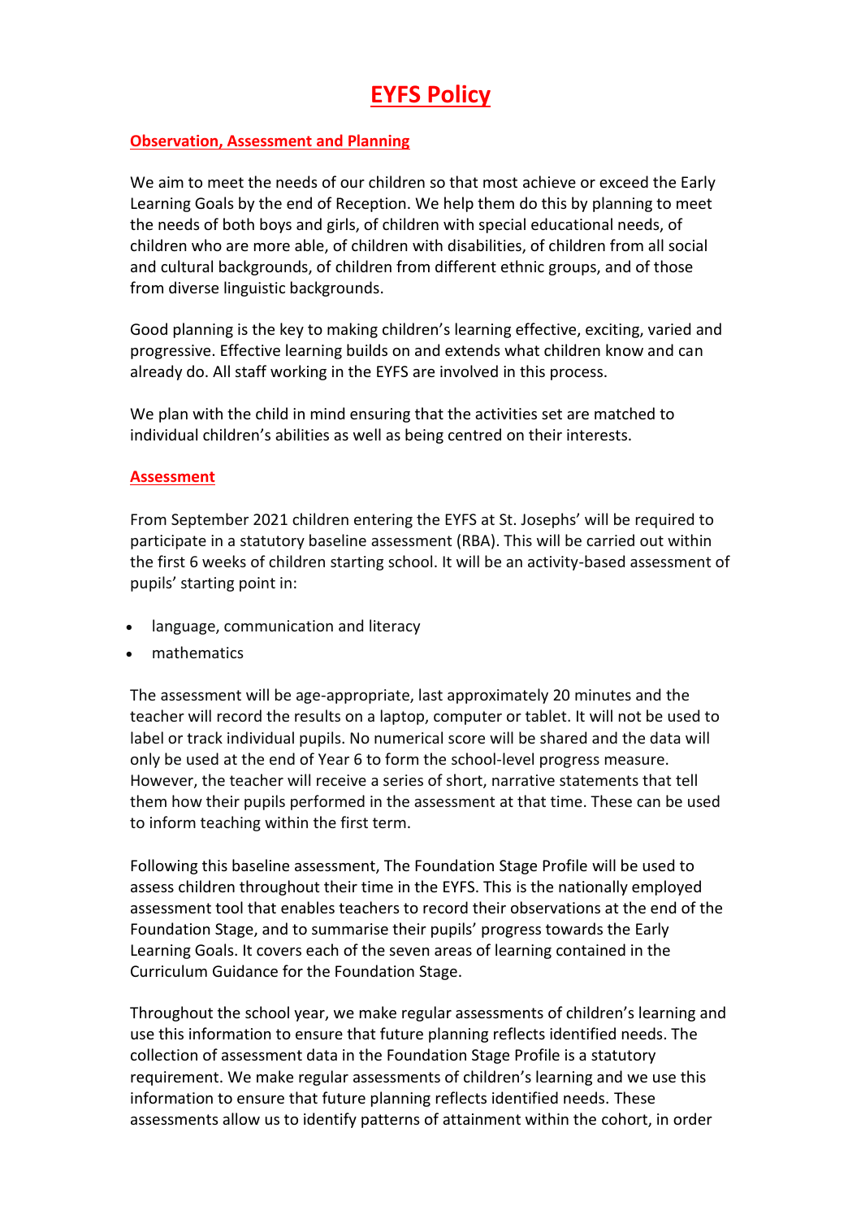# EYFS Policy

## Observation, Assessment and Planning

We aim to meet the needs of our children so that most achieve or exceed the Early Learning Goals by the end of Reception. We help them do this by planning to meet the needs of both boys and girls, of children with special educational needs, of children who are more able, of children with disabilities, of children from all social and cultural backgrounds, of children from different ethnic groups, and of those from diverse linguistic backgrounds.

Good planning is the key to making children's learning effective, exciting, varied and progressive. Effective learning builds on and extends what children know and can already do. All staff working in the EYFS are involved in this process.

We plan with the child in mind ensuring that the activities set are matched to individual children's abilities as well as being centred on their interests.

## Assessment

From September 2021 children entering the EYFS at St. Josephs' will be required to participate in a statutory baseline assessment (RBA). This will be carried out within the first 6 weeks of children starting school. It will be an activity-based assessment of pupils' starting point in:

- language, communication and literacy
- mathematics

The assessment will be age-appropriate, last approximately 20 minutes and the teacher will record the results on a laptop, computer or tablet. It will not be used to label or track individual pupils. No numerical score will be shared and the data will only be used at the end of Year 6 to form the school-level progress measure. However, the teacher will receive a series of short, narrative statements that tell them how their pupils performed in the assessment at that time. These can be used to inform teaching within the first term.

Following this baseline assessment, The Foundation Stage Profile will be used to assess children throughout their time in the EYFS. This is the nationally employed assessment tool that enables teachers to record their observations at the end of the Foundation Stage, and to summarise their pupils' progress towards the Early Learning Goals. It covers each of the seven areas of learning contained in the Curriculum Guidance for the Foundation Stage.

Throughout the school year, we make regular assessments of children's learning and use this information to ensure that future planning reflects identified needs. The collection of assessment data in the Foundation Stage Profile is a statutory requirement. We make regular assessments of children's learning and we use this information to ensure that future planning reflects identified needs. These assessments allow us to identify patterns of attainment within the cohort, in order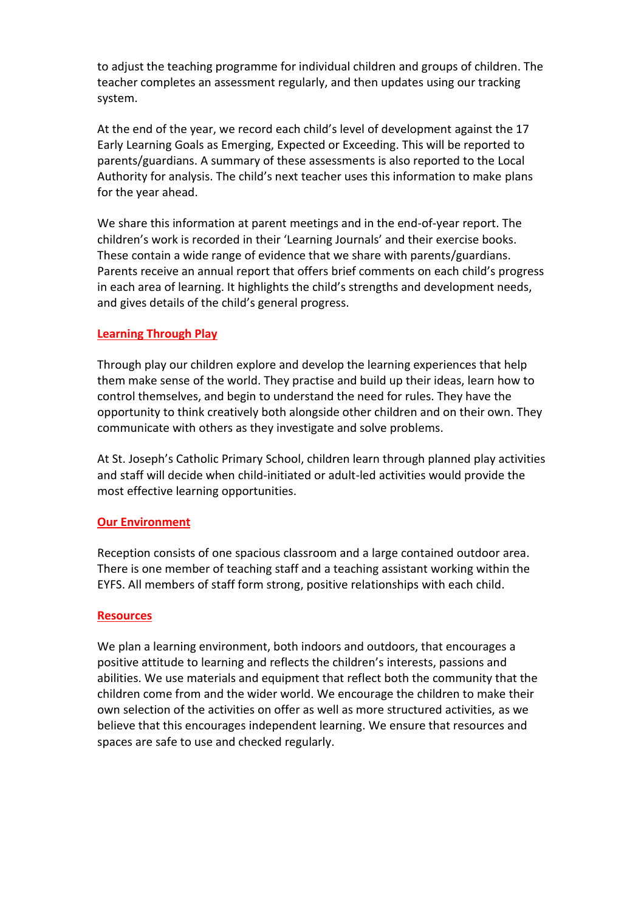to adjust the teaching programme for individual children and groups of children. The teacher completes an assessment regularly, and then updates using our tracking system.

At the end of the year, we record each child's level of development against the 17 Early Learning Goals as Emerging, Expected or Exceeding. This will be reported to parents/guardians. A summary of these assessments is also reported to the Local Authority for analysis. The child's next teacher uses this information to make plans for the year ahead.

We share this information at parent meetings and in the end-of-year report. The children's work is recorded in their 'Learning Journals' and their exercise books. These contain a wide range of evidence that we share with parents/guardians. Parents receive an annual report that offers brief comments on each child's progress in each area of learning. It highlights the child's strengths and development needs, and gives details of the child's general progress.

## Learning Through Play

Through play our children explore and develop the learning experiences that help them make sense of the world. They practise and build up their ideas, learn how to control themselves, and begin to understand the need for rules. They have the opportunity to think creatively both alongside other children and on their own. They communicate with others as they investigate and solve problems.

At St. Joseph's Catholic Primary School, children learn through planned play activities and staff will decide when child-initiated or adult-led activities would provide the most effective learning opportunities.

## Our Environment

Reception consists of one spacious classroom and a large contained outdoor area. There is one member of teaching staff and a teaching assistant working within the EYFS. All members of staff form strong, positive relationships with each child.

## Resources

We plan a learning environment, both indoors and outdoors, that encourages a positive attitude to learning and reflects the children's interests, passions and abilities. We use materials and equipment that reflect both the community that the children come from and the wider world. We encourage the children to make their own selection of the activities on offer as well as more structured activities, as we believe that this encourages independent learning. We ensure that resources and spaces are safe to use and checked regularly.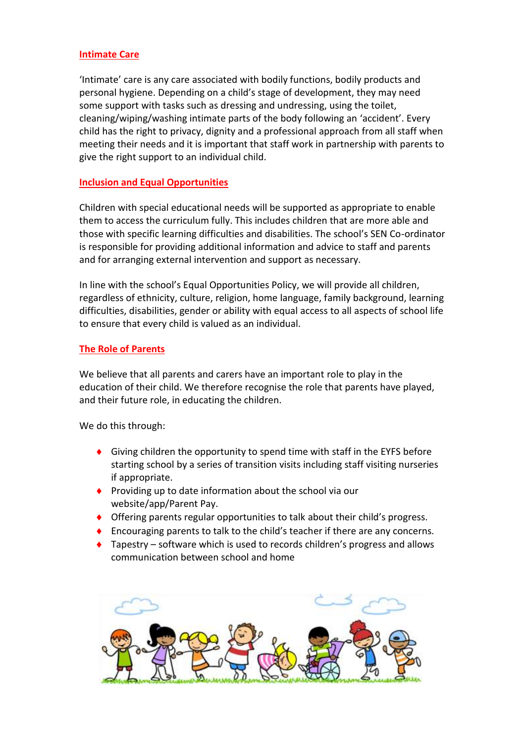## Intimate Care

'Intimate' care is any care associated with bodily functions, bodily products and personal hygiene. Depending on a child's stage of development, they may need some support with tasks such as dressing and undressing, using the toilet, cleaning/wiping/washing intimate parts of the body following an 'accident'. Every child has the right to privacy, dignity and a professional approach from all staff when meeting their needs and it is important that staff work in partnership with parents to give the right support to an individual child.

## Inclusion and Equal Opportunities

Children with special educational needs will be supported as appropriate to enable them to access the curriculum fully. This includes children that are more able and those with specific learning difficulties and disabilities. The school's SEN Co-ordinator is responsible for providing additional information and advice to staff and parents and for arranging external intervention and support as necessary.

In line with the school's Equal Opportunities Policy, we will provide all children, regardless of ethnicity, culture, religion, home language, family background, learning difficulties, disabilities, gender or ability with equal access to all aspects of school life to ensure that every child is valued as an individual.

## The Role of Parents

We believe that all parents and carers have an important role to play in the education of their child. We therefore recognise the role that parents have played, and their future role, in educating the children.

We do this through:

- Giving children the opportunity to spend time with staff in the EYFS before starting school by a series of transition visits including staff visiting nurseries if appropriate.
- Providing up to date information about the school via our website/app/Parent Pay.
- Offering parents regular opportunities to talk about their child's progress.
- Encouraging parents to talk to the child's teacher if there are any concerns.
- Tapestry – software which is used to records children's progress and allows communication between school and home